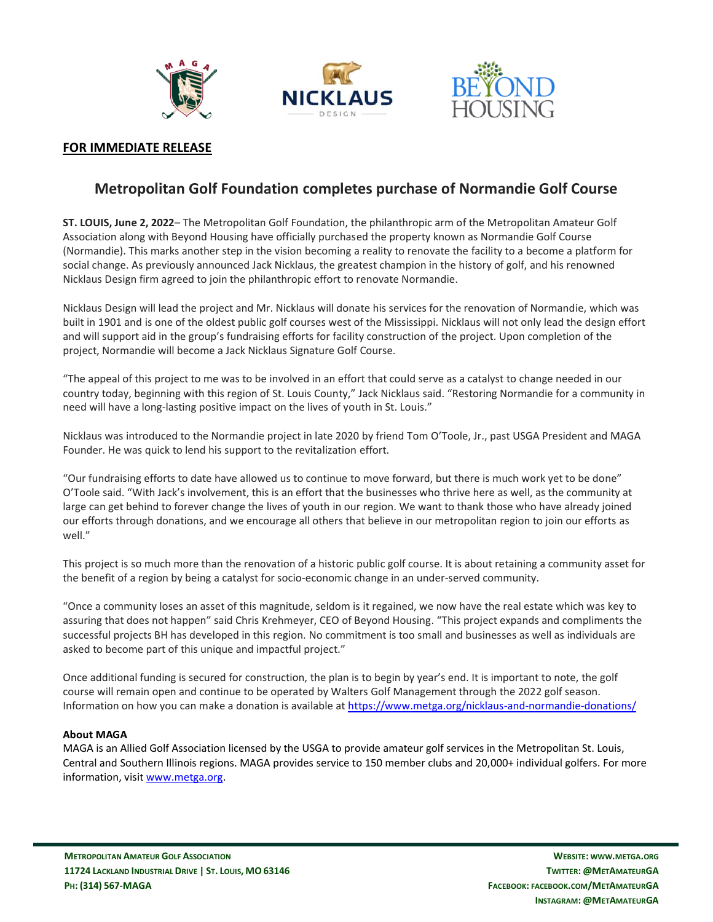**FOR IMMEDIATE RELEASE**

## Metropolitan Golf Foundation completes purchase of Normandie Golf Course

**ST. LOUIS, June 2, 2022**– The Metropolitan Golf Foundation, the philanthropic arm of the Metropolitan Amateur Golf Association along with Beyond Housing have officially purchased the property known as Normandie Golf Course (Normandie). This marks another step in the vision becoming a reality to renovate the facility to a become a platform for social change. As previously announced Jack Nicklaus, the greatest champion in the history of golf, and his renowned Nicklaus Design firm agreed to join the philanthropic effort to renovate Normandie.

Nicklaus Design will lead the project and Mr. Nicklaus will donate his services for the renovation of Normandie, which was built in 1901 and is one of the oldest public golf courses west of the Mississippi. Nicklaus will not only lead the design effort and will support aid in the group's fundraising efforts for facility construction of the project. Upon completion of the project, Normandie will become a Jack Nicklaus Signature Golf Course.

"The appeal of this project to me was to be involved in an effort that could serve as a catalyst to change needed in our country today, beginning with this region of St. Louis County," Jack Nicklaus said. "Restoring Normandie for a community in need will have a long-lasting positive impact on the lives of youth in St. Louis."

Nicklaus was introduced to the Normandie project in late 2020 by friend Tom O'Toole, Jr., past USGA President and MAGA Founder. He was quick to lend his support to the revitalization effort.

"Our fundraising efforts to date have allowed us to continue to move forward, but there is much work yet to be done" O'Toole said. "With Jack's involvement, this is an effort that the businesses who thrive here as well, as the community at large can get behind to forever change the lives of youth in our region. We want to thank those who have already joined our efforts through donations, and we encourage all others that believe in our metropolitan region to join our efforts as well."

This project is so much more than the renovation of a historic public golf course. It is about retaining a community asset for the benefit of a region by being a catalyst for socio-economic change in an under-served community.

"Once a community loses an asset of this magnitude, seldom is it regained, we now have the real estate which was key to assuring that does not happen" said Chris Krehmeyer, CEO of Beyond Housing. "This project expands and compliments the successful projects BH has developed in this region. No commitment is too small and businesses as well as individuals are asked to become part of this unique and impactful project."

Once additional funding is secured for construction, the plan is to begin by year's end. It is important to note, the golf course will remain open and continue to be operated by Walters Golf Management through the 2022 golf season. Information on how you can make a donation is available at https://www.metga.org/nicklaus-and-normandie-donations/

**About MAGA**

MAGA is an Allied Golf Association licensed by the USGA to provide amateur golf services in the Metropolitan St. Louis, Central and Southern Illinois regions. MAGA provides service to 150 member clubs and 20,000+ individual golfers. For more information, visit www.metga.org.

**METROPOLITAN AMATEUR GOLF ASSOCIATION**
**11724 LACKLAND INDUSTRIAL DRIVE | ST. LOUIS, MO 63146**
**PH: (314) 567-MAGA**

**WEBSITE: WWW.METGA.ORG**
**TWITTER: @METAMATEURGA**
**FACEBOOK: FACEBOOK.COM/METAMATEURGA**
**INSTAGRAM: @METAMATEURGA**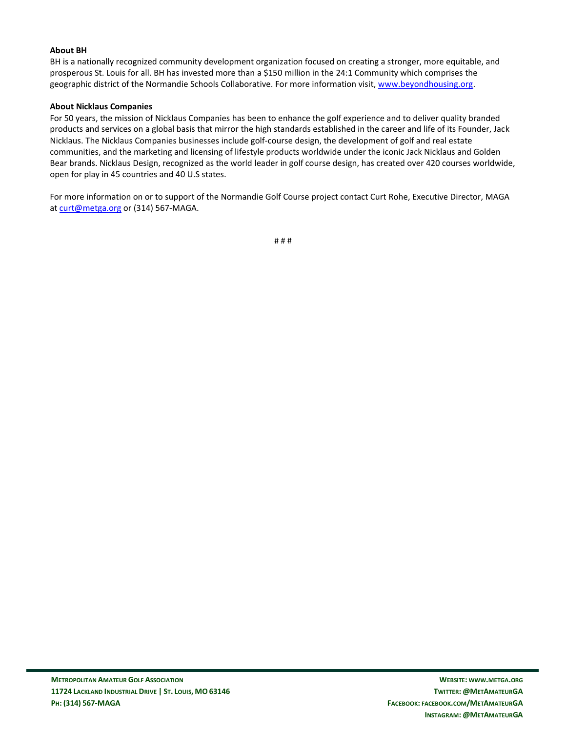**About BH**

BH is a nationally recognized community development organization focused on creating a stronger, more equitable, and prosperous St. Louis for all. BH has invested more than a $150 million in the 24:1 Community which comprises the geographic district of the Normandie Schools Collaborative. For more information visit, [www.beyondhousing.org](http://www.beyondhousing.org).

**About Nicklaus Companies**

For 50 years, the mission of Nicklaus Companies has been to enhance the golf experience and to deliver quality branded products and services on a global basis that mirror the high standards established in the career and life of its Founder, Jack Nicklaus. The Nicklaus Companies businesses include golf-course design, the development of golf and real estate communities, and the marketing and licensing of lifestyle products worldwide under the iconic Jack Nicklaus and Golden Bear brands. Nicklaus Design, recognized as the world leader in golf course design, has created over 420 courses worldwide, open for play in 45 countries and 40 U.S states.

For more information on or to support of the Normandie Golf Course project contact Curt Rohe, Executive Director, MAGA at [curt@metga.org](mailto:curt@metga.org) or (314) 567-MAGA.

# # #

**METROPOLITAN AMATEUR GOLF ASSOCIATION**
**11724 LACKLAND INDUSTRIAL DRIVE | ST. LOUIS, MO 63146**
**PH: (314) 567-MAGA**

**WEBSITE: WWW.METGA.ORG**
**TWITTER: @METAMATEURGA**
**FACEBOOK: FACEBOOK.COM/METAMATEURGA**
**INSTAGRAM: @METAMATEURGA**